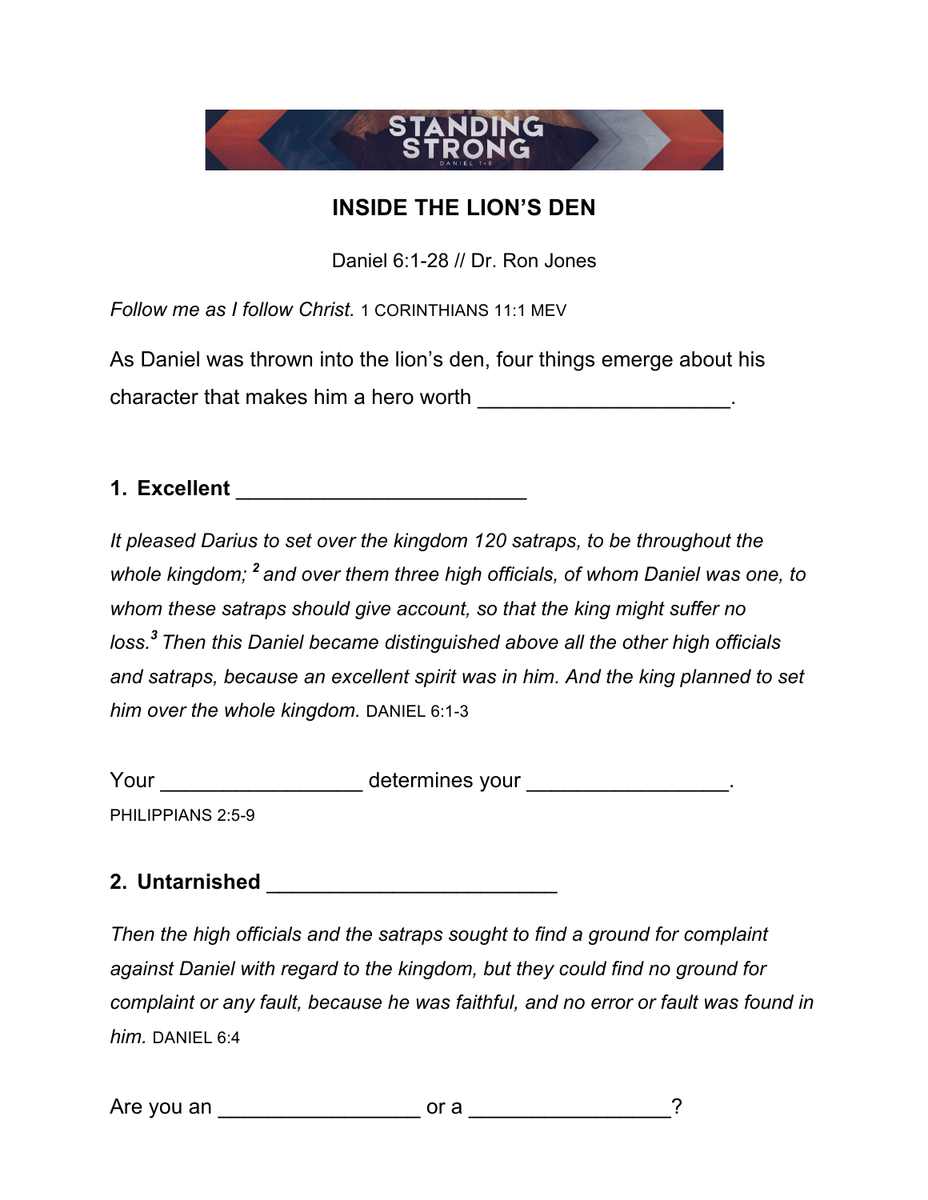STANDING STRONG

DANIEL 1-6

# INSIDE THE LION'S DEN

Daniel 6:1-28 // Dr. Ron Jones

*Follow me as I follow Christ.* 1 CORINTHIANS 11:1 MEV

As Daniel was thrown into the lion's den, four things emerge about his character that makes him a hero worth ____________________.

## 1. Excellent ________________________

*It pleased Darius to set over the kingdom 120 satraps, to be throughout the whole kingdom; [2] and over them three high officials, of whom Daniel was one, to whom these satraps should give account, so that the king might suffer no loss.[3] Then this Daniel became distinguished above all the other high officials and satraps, because an excellent spirit was in him. And the king planned to set him over the whole kingdom.* DANIEL 6:1-3

Your ________________ determines your ________________.

PHILIPPIANS 2:5-9

## 2. Untarnished ________________________

*Then the high officials and the satraps sought to find a ground for complaint against Daniel with regard to the kingdom, but they could find no ground for complaint or any fault, because he was faithful, and no error or fault was found in him.* DANIEL 6:4

Are you an ________________ or a ________________?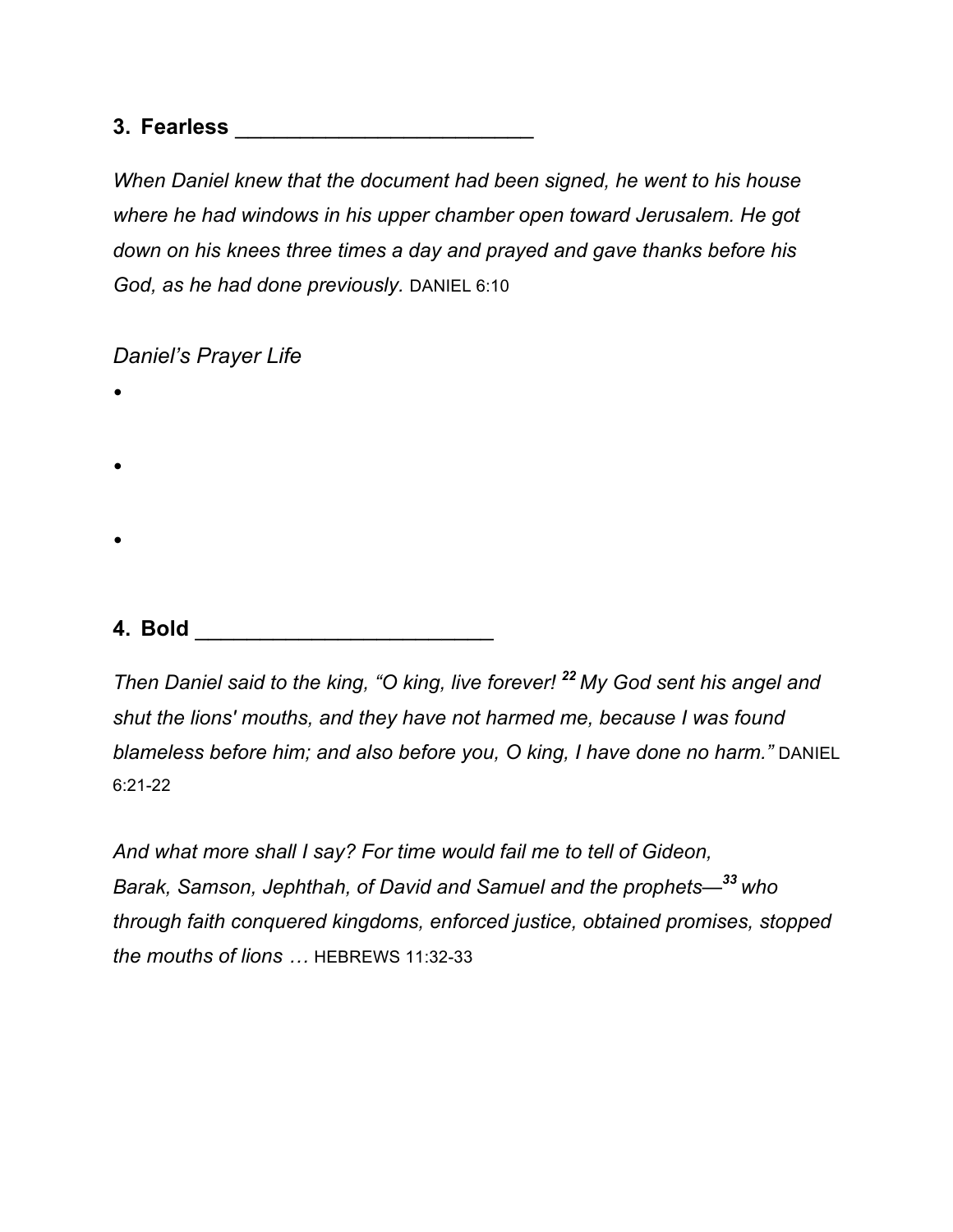### 3. Fearless _________________________

*When Daniel knew that the document had been signed, he went to his house where he had windows in his upper chamber open toward Jerusalem. He got down on his knees three times a day and prayed and gave thanks before his God, as he had done previously.* DANIEL 6:10

*Daniel's Prayer Life*

- 
- 
- 

### 4. Bold _________________________

*Then Daniel said to the king, "O king, live forever! [22] My God sent his angel and shut the lions' mouths, and they have not harmed me, because I was found blameless before him; and also before you, O king, I have done no harm."* DANIEL 6:21-22

*And what more shall I say? For time would fail me to tell of Gideon, Barak, Samson, Jephthah, of David and Samuel and the prophets—[33] who through faith conquered kingdoms, enforced justice, obtained promises, stopped the mouths of lions …* HEBREWS 11:32-33